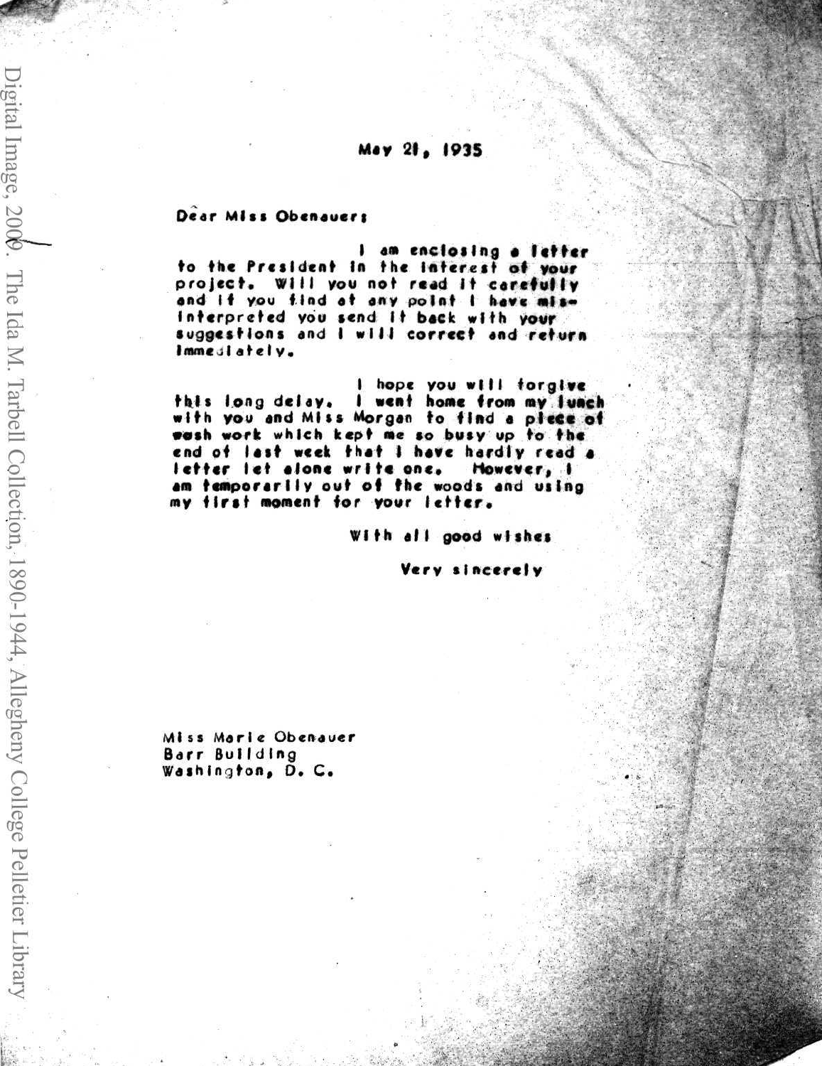May 21, 1935

Dear Miss Obenauer:

I am enclosing a letter to the President in the interest of your project. Will you not read it carefully and if you find at any point I have misinterpreted you send it back with your suggestions and I will correct and return immediately.

I hope you will forgive this long delay. I went home from my lunch with you and Miss Morgan to find a piece of rush work which kept me so busy up to the end of last week that I have hardly read a letter let alone write one. However, I am temporarily out of the woods and using my first moment for your letter.

With all good wishes

Very sincerely

Miss Marie Obenauer
Barr Building
Washington, D. C.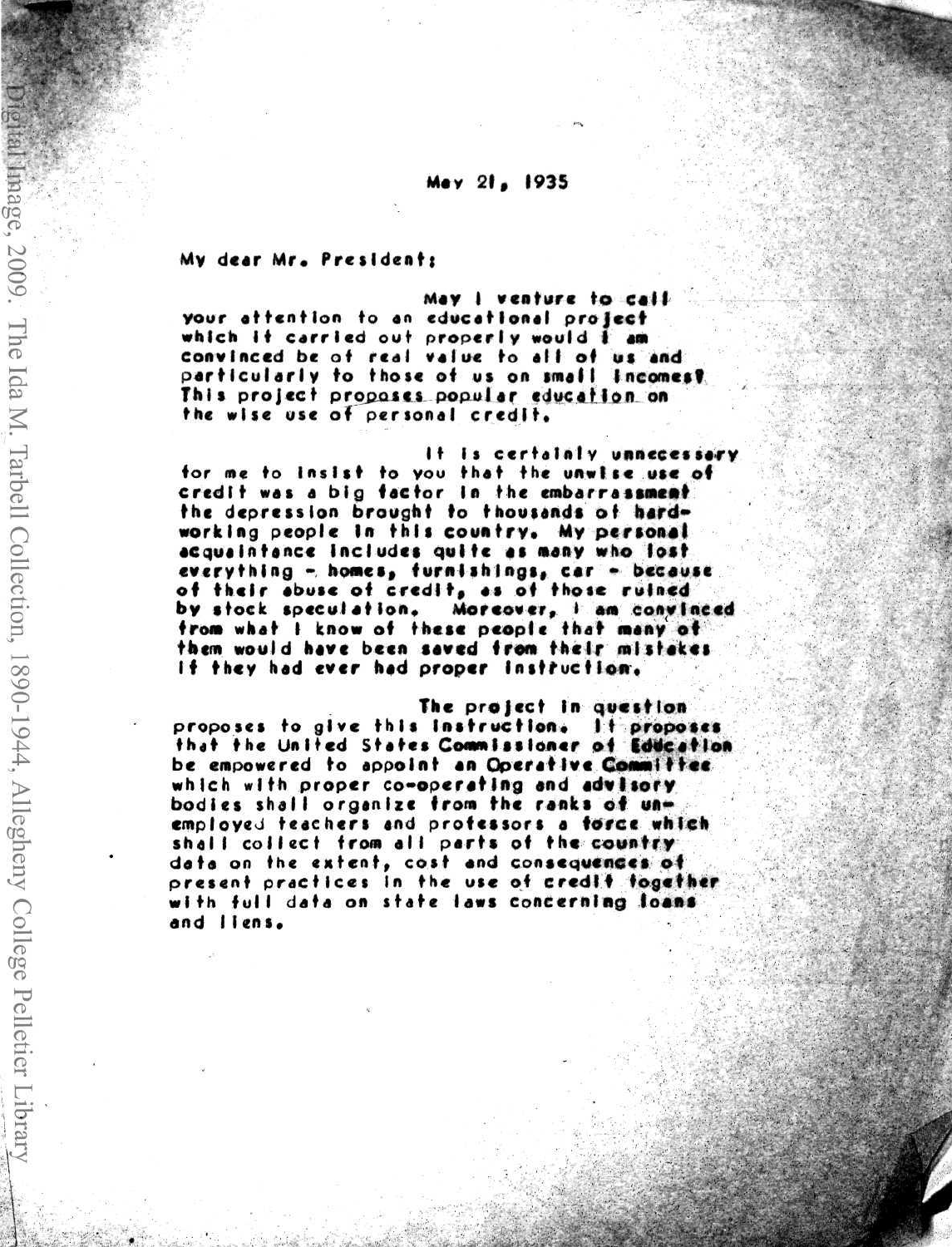May 21, 1935

My dear Mr. President:

May I venture to call your attention to an educational project which if carried out properly would I am convinced be of real value to all of us and particularly to those of us on small incomes? This project proposes popular education on the wise use of personal credit.

It is certainly unnecessary for me to insist to you that the unwise use of credit was a big factor in the embarrassment the depression brought to thousands of hard-working people in this country. My personal acquaintance includes quite as many who lost everything - homes, furnishings, car - because of their abuse of credit, as of those ruined by stock speculation. Moreover, I am convinced from what I know of these people that many of them would have been saved from their mistakes if they had ever had proper instruction.

The project in question proposes to give this instruction. It proposes that the United States Commissioner of Education be empowered to appoint an Operative Committee which with proper co-operating and advisory bodies shall organize from the ranks of unemployed teachers and professors a force which shall collect from all parts of the country data on the extent, cost and consequences of present practices in the use of credit together with full data on state laws concerning loans and liens.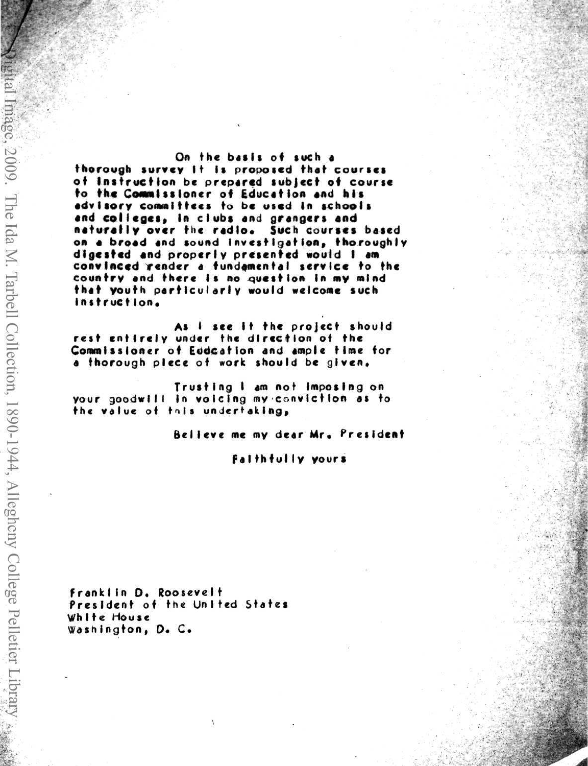On the basis of such a thorough survey it is proposed that courses of instruction be prepared subject of course to the Commissioner of Education and his advisory committees to be used in schools and colleges, in clubs and grangers and naturally over the radio. Such courses based on a broad and sound investigation, thoroughly digested and properly presented would I am convinced render a fundamental service to the country and there is no question in my mind that youth particularly would welcome such instruction.

As I see it the project should rest entirely under the direction of the Commissioner of Eddcation and ample time for a thorough piece of work should be given.

Trusting I am not imposing on your goodwill in voicing my conviction as to the value of this undertaking,

Believe me my dear Mr. President

Faithfully yours

Franklin D. Roosevelt
President of the United States
White House
Washington, D. C.